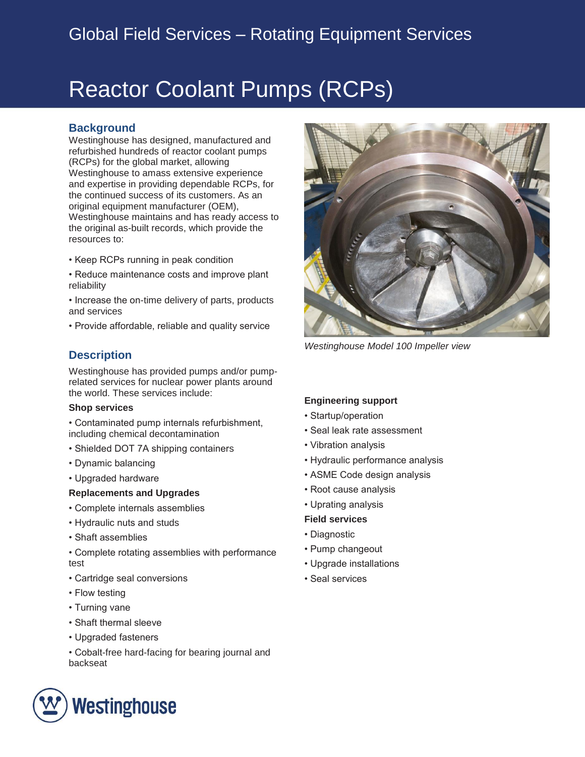# Global Field Services – Rotating Equipment Services

# Reactor Coolant Pumps (RCPs)

## Background

Westinghouse has designed, manufactured and refurbished hundreds of reactor coolant pumps (RCPs) for the global market, allowing Westinghouse to amass extensive experience and expertise in providing dependable RCPs, for the continued success of its customers. As an original equipment manufacturer (OEM), Westinghouse maintains and has ready access to the original as-built records, which provide the resources to:

- Keep RCPs running in peak condition
- Reduce maintenance costs and improve plant reliability
- Increase the on-time delivery of parts, products and services
- Provide affordable, reliable and quality service

*Westinghouse Model 100 Impeller view*

## Description

Westinghouse has provided pumps and/or pump-related services for nuclear power plants around the world. These services include:

**Shop services**

- Contaminated pump internals refurbishment, including chemical decontamination
- Shielded DOT 7A shipping containers
- Dynamic balancing
- Upgraded hardware

**Replacements and Upgrades**

- Complete internals assemblies
- Hydraulic nuts and studs
- Shaft assemblies
- Complete rotating assemblies with performance test
- Cartridge seal conversions
- Flow testing
- Turning vane
- Shaft thermal sleeve
- Upgraded fasteners
- Cobalt-free hard-facing for bearing journal and backseat

**Engineering support**

- Startup/operation
- Seal leak rate assessment
- Vibration analysis
- Hydraulic performance analysis
- ASME Code design analysis
- Root cause analysis
- Uprating analysis

**Field services**

- Diagnostic
- Pump changeout
- Upgrade installations
- Seal services

Westinghouse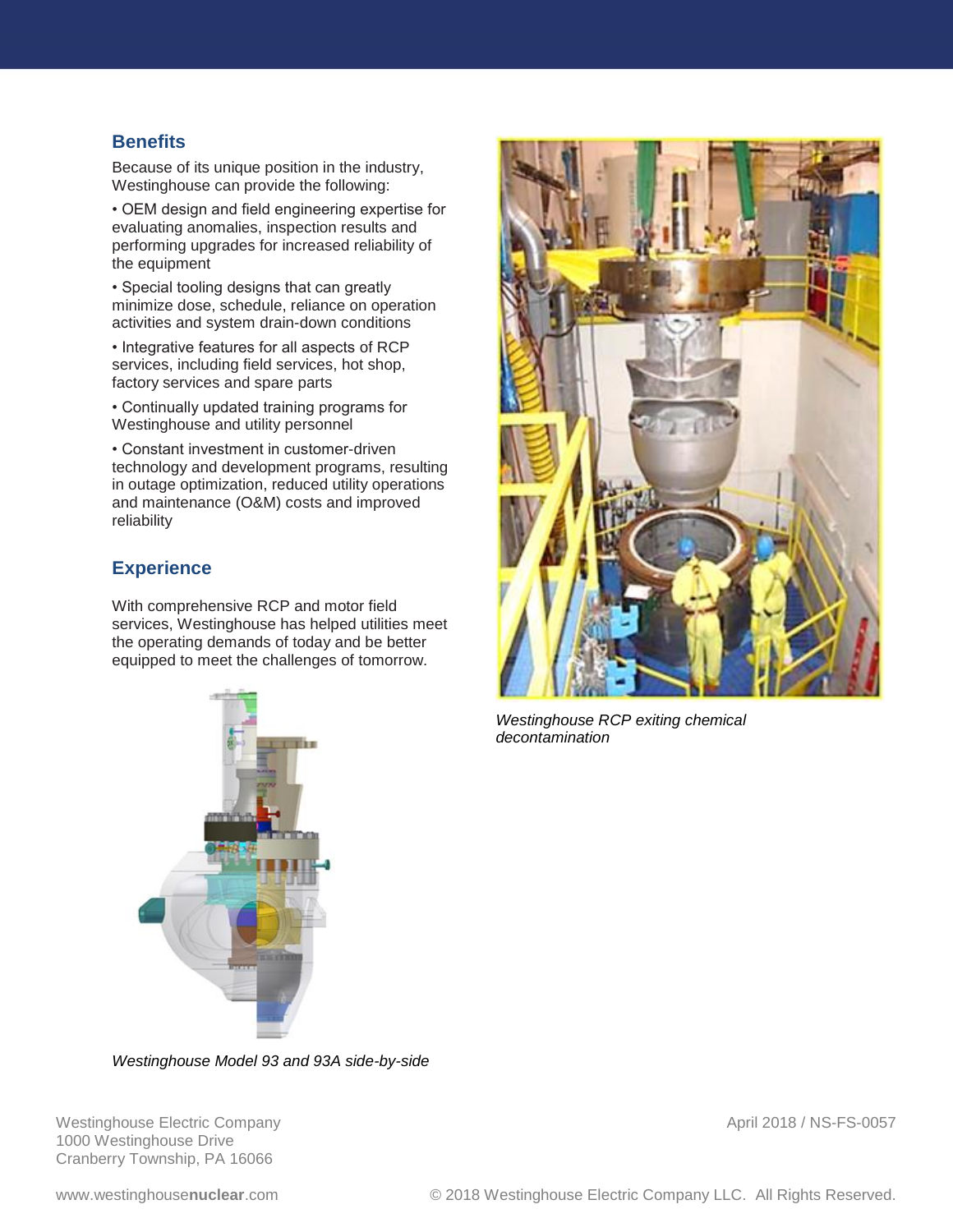## Benefits

Because of its unique position in the industry, Westinghouse can provide the following:

- OEM design and field engineering expertise for evaluating anomalies, inspection results and performing upgrades for increased reliability of the equipment
- Special tooling designs that can greatly minimize dose, schedule, reliance on operation activities and system drain-down conditions
- Integrative features for all aspects of RCP services, including field services, hot shop, factory services and spare parts
- Continually updated training programs for Westinghouse and utility personnel
- Constant investment in customer-driven technology and development programs, resulting in outage optimization, reduced utility operations and maintenance (O&M) costs and improved reliability

## Experience

With comprehensive RCP and motor field services, Westinghouse has helped utilities meet the operating demands of today and be better equipped to meet the challenges of tomorrow.

*Westinghouse Model 93 and 93A side-by-side*

*Westinghouse RCP exiting chemical decontamination*

Westinghouse Electric Company
1000 Westinghouse Drive
Cranberry Township, PA 16066

April 2018 / NS-FS-0057

www.westinghousenuclear.com

© 2018 Westinghouse Electric Company LLC. All Rights Reserved.